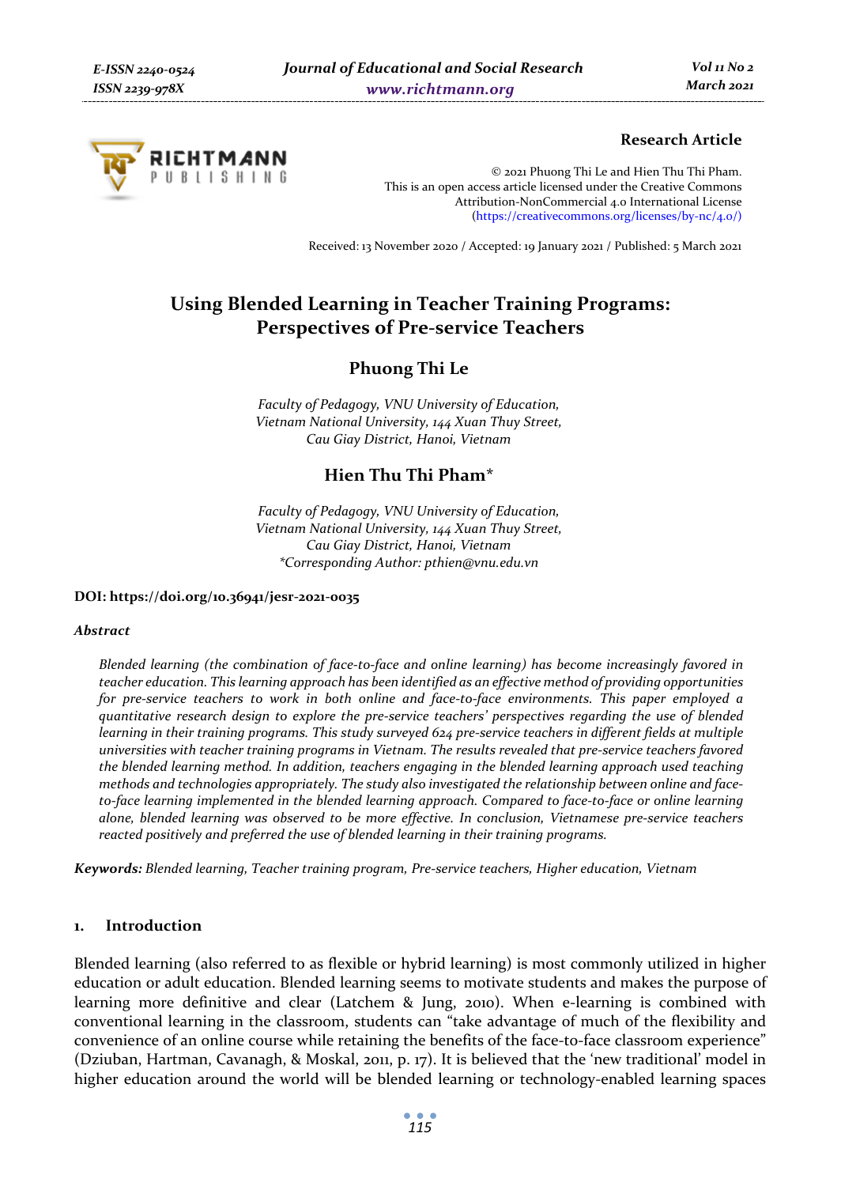**Research Article**

© 2021 Phuong Thi Le and Hien Thu Thi Pham.
This is an open access article licensed under the Creative Commons Attribution-NonCommercial 4.0 International License (https://creativecommons.org/licenses/by-nc/4.0/)

Received: 13 November 2020 / Accepted: 19 January 2021 / Published: 5 March 2021

# Using Blended Learning in Teacher Training Programs: Perspectives of Pre-service Teachers

## Phuong Thi Le

*Faculty of Pedagogy, VNU University of Education, Vietnam National University, 144 Xuan Thuy Street, Cau Giay District, Hanoi, Vietnam*

## Hien Thu Thi Pham*

*Faculty of Pedagogy, VNU University of Education, Vietnam National University, 144 Xuan Thuy Street, Cau Giay District, Hanoi, Vietnam*
**Corresponding Author: pthien@vnu.edu.vn*

**DOI: https://doi.org/10.36941/jesr-2021-0035**

***Abstract***

*Blended learning (the combination of face-to-face and online learning) has become increasingly favored in teacher education. This learning approach has been identified as an effective method of providing opportunities for pre-service teachers to work in both online and face-to-face environments. This paper employed a quantitative research design to explore the pre-service teachers' perspectives regarding the use of blended learning in their training programs. This study surveyed 624 pre-service teachers in different fields at multiple universities with teacher training programs in Vietnam. The results revealed that pre-service teachers favored the blended learning method. In addition, teachers engaging in the blended learning approach used teaching methods and technologies appropriately. The study also investigated the relationship between online and face-to-face learning implemented in the blended learning approach. Compared to face-to-face or online learning alone, blended learning was observed to be more effective. In conclusion, Vietnamese pre-service teachers reacted positively and preferred the use of blended learning in their training programs.*

***Keywords:*** *Blended learning, Teacher training program, Pre-service teachers, Higher education, Vietnam*

## 1. Introduction

Blended learning (also referred to as flexible or hybrid learning) is most commonly utilized in higher education or adult education. Blended learning seems to motivate students and makes the purpose of learning more definitive and clear (Latchem & Jung, 2010). When e-learning is combined with conventional learning in the classroom, students can "take advantage of much of the flexibility and convenience of an online course while retaining the benefits of the face-to-face classroom experience" (Dziuban, Hartman, Cavanagh, & Moskal, 2011, p. 17). It is believed that the 'new traditional' model in higher education around the world will be blended learning or technology-enabled learning spaces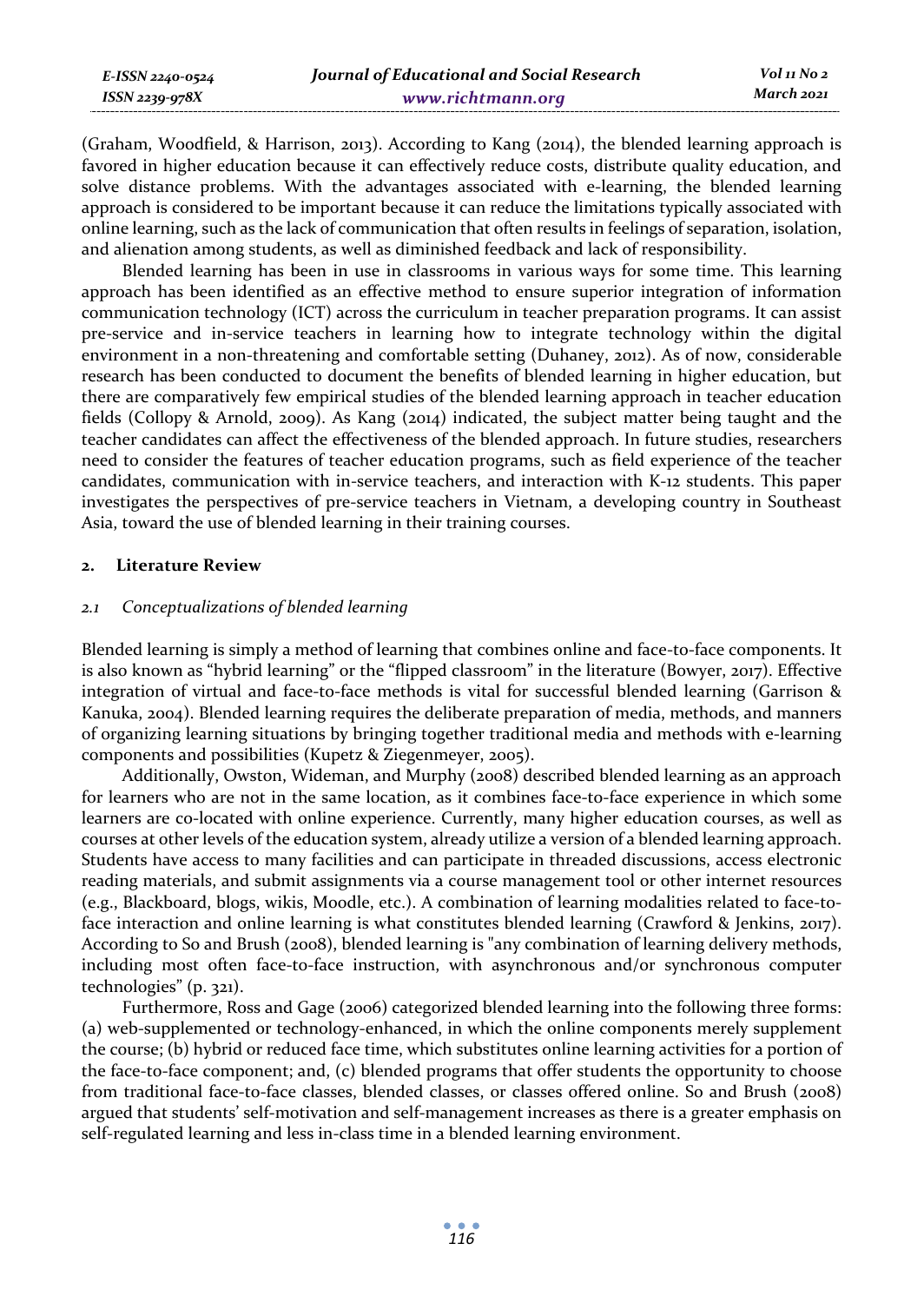(Graham, Woodfield, & Harrison, 2013). According to Kang (2014), the blended learning approach is favored in higher education because it can effectively reduce costs, distribute quality education, and solve distance problems. With the advantages associated with e-learning, the blended learning approach is considered to be important because it can reduce the limitations typically associated with online learning, such as the lack of communication that often results in feelings of separation, isolation, and alienation among students, as well as diminished feedback and lack of responsibility.

Blended learning has been in use in classrooms in various ways for some time. This learning approach has been identified as an effective method to ensure superior integration of information communication technology (ICT) across the curriculum in teacher preparation programs. It can assist pre-service and in-service teachers in learning how to integrate technology within the digital environment in a non-threatening and comfortable setting (Duhaney, 2012). As of now, considerable research has been conducted to document the benefits of blended learning in higher education, but there are comparatively few empirical studies of the blended learning approach in teacher education fields (Collopy & Arnold, 2009). As Kang (2014) indicated, the subject matter being taught and the teacher candidates can affect the effectiveness of the blended approach. In future studies, researchers need to consider the features of teacher education programs, such as field experience of the teacher candidates, communication with in-service teachers, and interaction with K-12 students. This paper investigates the perspectives of pre-service teachers in Vietnam, a developing country in Southeast Asia, toward the use of blended learning in their training courses.

## 2. Literature Review

### *2.1 Conceptualizations of blended learning*

Blended learning is simply a method of learning that combines online and face-to-face components. It is also known as "hybrid learning" or the "flipped classroom" in the literature (Bowyer, 2017). Effective integration of virtual and face-to-face methods is vital for successful blended learning (Garrison & Kanuka, 2004). Blended learning requires the deliberate preparation of media, methods, and manners of organizing learning situations by bringing together traditional media and methods with e-learning components and possibilities (Kupetz & Ziegenmeyer, 2005).

Additionally, Owston, Wideman, and Murphy (2008) described blended learning as an approach for learners who are not in the same location, as it combines face-to-face experience in which some learners are co-located with online experience. Currently, many higher education courses, as well as courses at other levels of the education system, already utilize a version of a blended learning approach. Students have access to many facilities and can participate in threaded discussions, access electronic reading materials, and submit assignments via a course management tool or other internet resources (e.g., Blackboard, blogs, wikis, Moodle, etc.). A combination of learning modalities related to face-to-face interaction and online learning is what constitutes blended learning (Crawford & Jenkins, 2017). According to So and Brush (2008), blended learning is "any combination of learning delivery methods, including most often face-to-face instruction, with asynchronous and/or synchronous computer technologies" (p. 321).

Furthermore, Ross and Gage (2006) categorized blended learning into the following three forms: (a) web-supplemented or technology-enhanced, in which the online components merely supplement the course; (b) hybrid or reduced face time, which substitutes online learning activities for a portion of the face-to-face component; and, (c) blended programs that offer students the opportunity to choose from traditional face-to-face classes, blended classes, or classes offered online. So and Brush (2008) argued that students' self-motivation and self-management increases as there is a greater emphasis on self-regulated learning and less in-class time in a blended learning environment.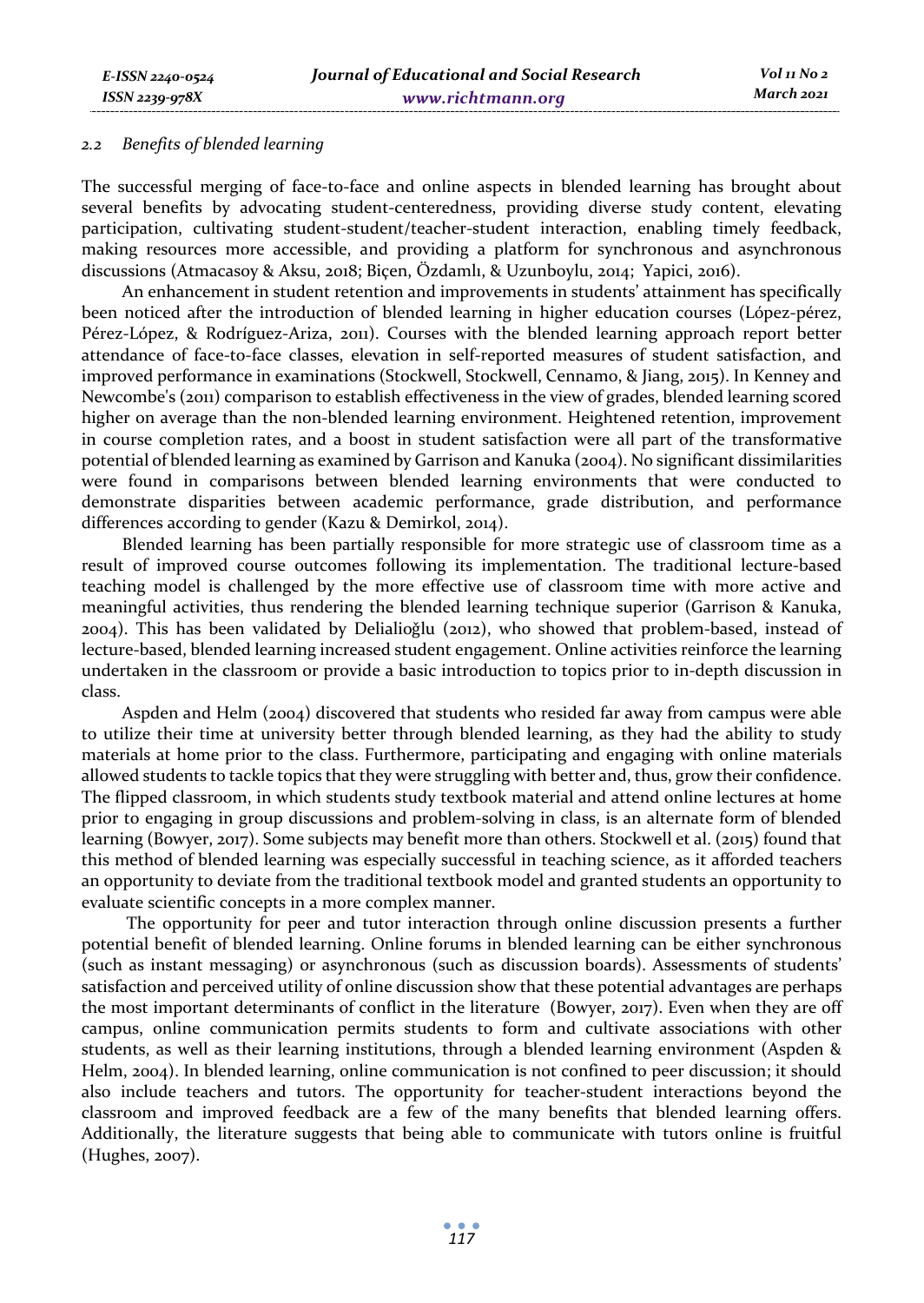### 2.2 Benefits of blended learning

The successful merging of face-to-face and online aspects in blended learning has brought about several benefits by advocating student-centeredness, providing diverse study content, elevating participation, cultivating student-student/teacher-student interaction, enabling timely feedback, making resources more accessible, and providing a platform for synchronous and asynchronous discussions (Atmacasoy & Aksu, 2018; Biçen, Özdamlı, & Uzunboylu, 2014; Yapici, 2016).

An enhancement in student retention and improvements in students' attainment has specifically been noticed after the introduction of blended learning in higher education courses (López-pérez, Pérez-López, & Rodríguez-Ariza, 2011). Courses with the blended learning approach report better attendance of face-to-face classes, elevation in self-reported measures of student satisfaction, and improved performance in examinations (Stockwell, Stockwell, Cennamo, & Jiang, 2015). In Kenney and Newcombe's (2011) comparison to establish effectiveness in the view of grades, blended learning scored higher on average than the non-blended learning environment. Heightened retention, improvement in course completion rates, and a boost in student satisfaction were all part of the transformative potential of blended learning as examined by Garrison and Kanuka (2004). No significant dissimilarities were found in comparisons between blended learning environments that were conducted to demonstrate disparities between academic performance, grade distribution, and performance differences according to gender (Kazu & Demirkol, 2014).

Blended learning has been partially responsible for more strategic use of classroom time as a result of improved course outcomes following its implementation. The traditional lecture-based teaching model is challenged by the more effective use of classroom time with more active and meaningful activities, thus rendering the blended learning technique superior (Garrison & Kanuka, 2004). This has been validated by Delialioğlu (2012), who showed that problem-based, instead of lecture-based, blended learning increased student engagement. Online activities reinforce the learning undertaken in the classroom or provide a basic introduction to topics prior to in-depth discussion in class.

Aspden and Helm (2004) discovered that students who resided far away from campus were able to utilize their time at university better through blended learning, as they had the ability to study materials at home prior to the class. Furthermore, participating and engaging with online materials allowed students to tackle topics that they were struggling with better and, thus, grow their confidence. The flipped classroom, in which students study textbook material and attend online lectures at home prior to engaging in group discussions and problem-solving in class, is an alternate form of blended learning (Bowyer, 2017). Some subjects may benefit more than others. Stockwell et al. (2015) found that this method of blended learning was especially successful in teaching science, as it afforded teachers an opportunity to deviate from the traditional textbook model and granted students an opportunity to evaluate scientific concepts in a more complex manner.

The opportunity for peer and tutor interaction through online discussion presents a further potential benefit of blended learning. Online forums in blended learning can be either synchronous (such as instant messaging) or asynchronous (such as discussion boards). Assessments of students' satisfaction and perceived utility of online discussion show that these potential advantages are perhaps the most important determinants of conflict in the literature (Bowyer, 2017). Even when they are off campus, online communication permits students to form and cultivate associations with other students, as well as their learning institutions, through a blended learning environment (Aspden & Helm, 2004). In blended learning, online communication is not confined to peer discussion; it should also include teachers and tutors. The opportunity for teacher-student interactions beyond the classroom and improved feedback are a few of the many benefits that blended learning offers. Additionally, the literature suggests that being able to communicate with tutors online is fruitful (Hughes, 2007).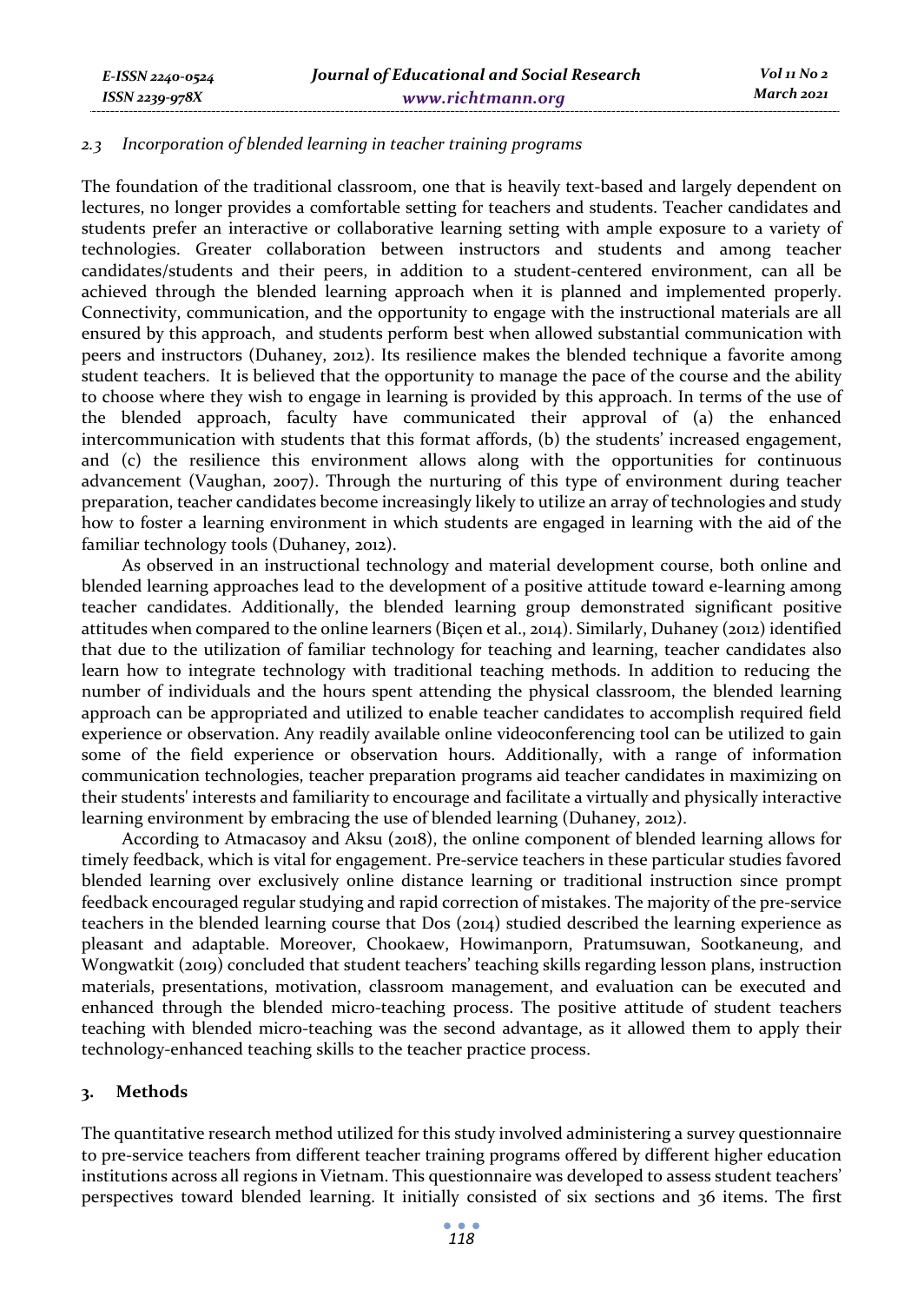### *2.3 Incorporation of blended learning in teacher training programs*

The foundation of the traditional classroom, one that is heavily text-based and largely dependent on lectures, no longer provides a comfortable setting for teachers and students. Teacher candidates and students prefer an interactive or collaborative learning setting with ample exposure to a variety of technologies. Greater collaboration between instructors and students and among teacher candidates/students and their peers, in addition to a student-centered environment, can all be achieved through the blended learning approach when it is planned and implemented properly. Connectivity, communication, and the opportunity to engage with the instructional materials are all ensured by this approach, and students perform best when allowed substantial communication with peers and instructors (Duhaney, 2012). Its resilience makes the blended technique a favorite among student teachers. It is believed that the opportunity to manage the pace of the course and the ability to choose where they wish to engage in learning is provided by this approach. In terms of the use of the blended approach, faculty have communicated their approval of (a) the enhanced intercommunication with students that this format affords, (b) the students' increased engagement, and (c) the resilience this environment allows along with the opportunities for continuous advancement (Vaughan, 2007). Through the nurturing of this type of environment during teacher preparation, teacher candidates become increasingly likely to utilize an array of technologies and study how to foster a learning environment in which students are engaged in learning with the aid of the familiar technology tools (Duhaney, 2012).

As observed in an instructional technology and material development course, both online and blended learning approaches lead to the development of a positive attitude toward e-learning among teacher candidates. Additionally, the blended learning group demonstrated significant positive attitudes when compared to the online learners (Biçen et al., 2014). Similarly, Duhaney (2012) identified that due to the utilization of familiar technology for teaching and learning, teacher candidates also learn how to integrate technology with traditional teaching methods. In addition to reducing the number of individuals and the hours spent attending the physical classroom, the blended learning approach can be appropriated and utilized to enable teacher candidates to accomplish required field experience or observation. Any readily available online videoconferencing tool can be utilized to gain some of the field experience or observation hours. Additionally, with a range of information communication technologies, teacher preparation programs aid teacher candidates in maximizing on their students' interests and familiarity to encourage and facilitate a virtually and physically interactive learning environment by embracing the use of blended learning (Duhaney, 2012).

According to Atmacasoy and Aksu (2018), the online component of blended learning allows for timely feedback, which is vital for engagement. Pre-service teachers in these particular studies favored blended learning over exclusively online distance learning or traditional instruction since prompt feedback encouraged regular studying and rapid correction of mistakes. The majority of the pre-service teachers in the blended learning course that Dos (2014) studied described the learning experience as pleasant and adaptable. Moreover, Chookaew, Howimanporn, Pratumsuwan, Sootkaneung, and Wongwatkit (2019) concluded that student teachers' teaching skills regarding lesson plans, instruction materials, presentations, motivation, classroom management, and evaluation can be executed and enhanced through the blended micro-teaching process. The positive attitude of student teachers teaching with blended micro-teaching was the second advantage, as it allowed them to apply their technology-enhanced teaching skills to the teacher practice process.

## 3. Methods

The quantitative research method utilized for this study involved administering a survey questionnaire to pre-service teachers from different teacher training programs offered by different higher education institutions across all regions in Vietnam. This questionnaire was developed to assess student teachers' perspectives toward blended learning. It initially consisted of six sections and 36 items. The first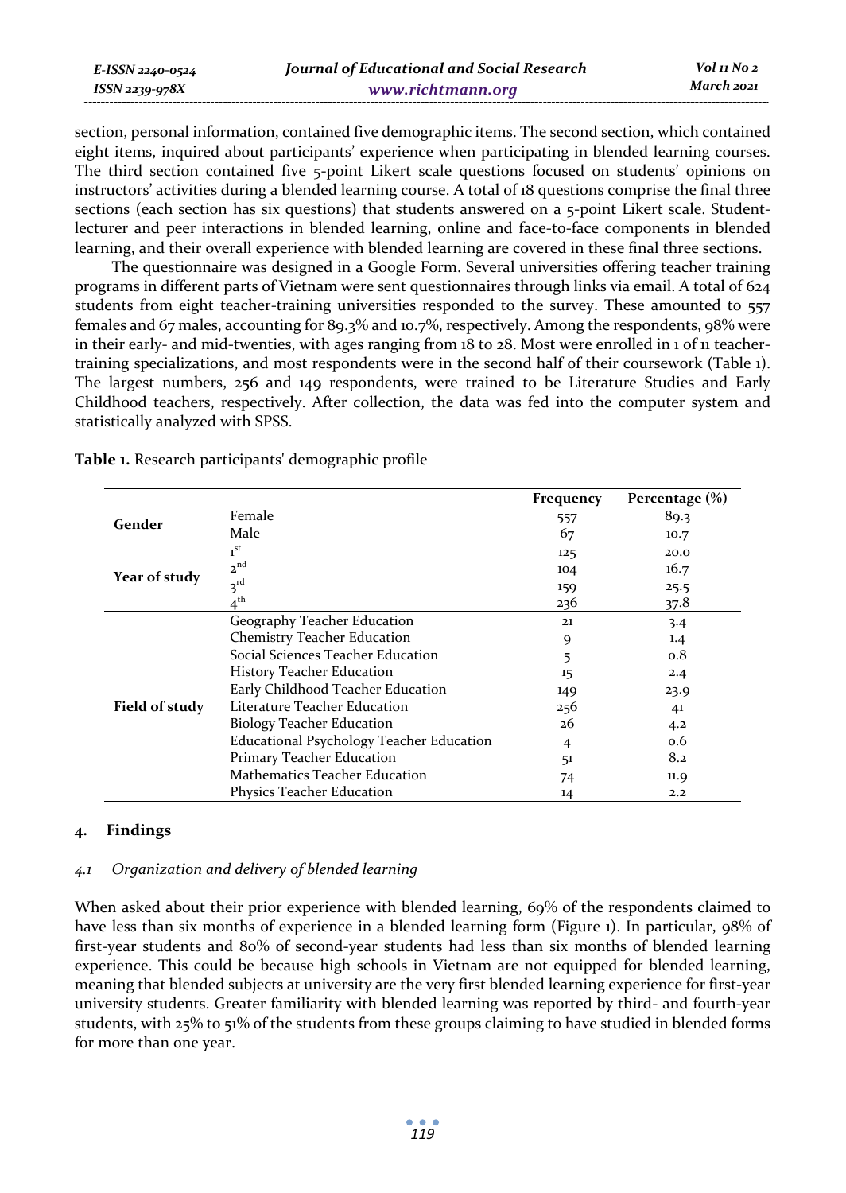section, personal information, contained five demographic items. The second section, which contained eight items, inquired about participants' experience when participating in blended learning courses. The third section contained five 5-point Likert scale questions focused on students' opinions on instructors' activities during a blended learning course. A total of 18 questions comprise the final three sections (each section has six questions) that students answered on a 5-point Likert scale. Student-lecturer and peer interactions in blended learning, online and face-to-face components in blended learning, and their overall experience with blended learning are covered in these final three sections.

The questionnaire was designed in a Google Form. Several universities offering teacher training programs in different parts of Vietnam were sent questionnaires through links via email. A total of 624 students from eight teacher-training universities responded to the survey. These amounted to 557 females and 67 males, accounting for 89.3% and 10.7%, respectively. Among the respondents, 98% were in their early- and mid-twenties, with ages ranging from 18 to 28. Most were enrolled in 1 of 11 teacher-training specializations, and most respondents were in the second half of their coursework (Table 1). The largest numbers, 256 and 149 respondents, were trained to be Literature Studies and Early Childhood teachers, respectively. After collection, the data was fed into the computer system and statistically analyzed with SPSS.

**Table 1.** Research participants' demographic profile

| | | Frequency | Percentage (%) |
|---|---|---|---|
| **Gender** | Female | 557 | 89.3 |
| | Male | 67 | 10.7 |
| **Year of study** | 1st | 125 | 20.0 |
| | 2nd | 104 | 16.7 |
| | 3rd | 159 | 25.5 |
| | 4th | 236 | 37.8 |
| **Field of study** | Geography Teacher Education | 21 | 3.4 |
| | Chemistry Teacher Education | 9 | 1.4 |
| | Social Sciences Teacher Education | 5 | 0.8 |
| | History Teacher Education | 15 | 2.4 |
| | Early Childhood Teacher Education | 149 | 23.9 |
| | Literature Teacher Education | 256 | 41 |
| | Biology Teacher Education | 26 | 4.2 |
| | Educational Psychology Teacher Education | 4 | 0.6 |
| | Primary Teacher Education | 51 | 8.2 |
| | Mathematics Teacher Education | 74 | 11.9 |
| | Physics Teacher Education | 14 | 2.2 |

## 4. Findings

### *4.1 Organization and delivery of blended learning*

When asked about their prior experience with blended learning, 69% of the respondents claimed to have less than six months of experience in a blended learning form (Figure 1). In particular, 98% of first-year students and 80% of second-year students had less than six months of blended learning experience. This could be because high schools in Vietnam are not equipped for blended learning, meaning that blended subjects at university are the very first blended learning experience for first-year university students. Greater familiarity with blended learning was reported by third- and fourth-year students, with 25% to 51% of the students from these groups claiming to have studied in blended forms for more than one year.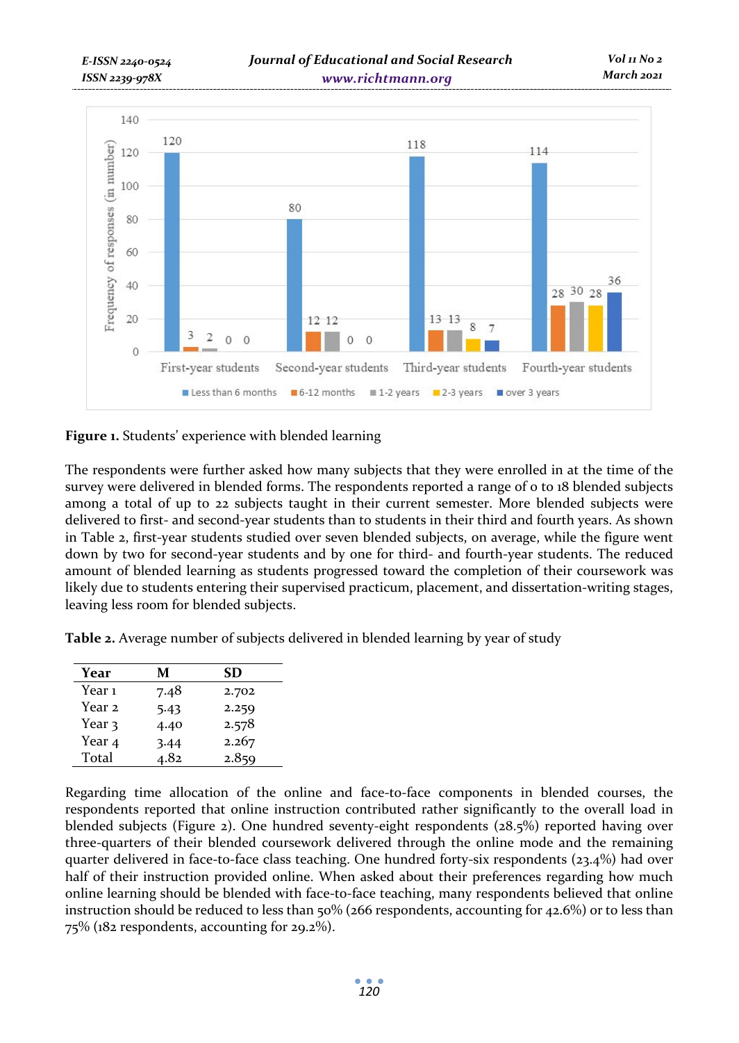**Figure 1.** Students' experience with blended learning

The respondents were further asked how many subjects that they were enrolled in at the time of the survey were delivered in blended forms. The respondents reported a range of 0 to 18 blended subjects among a total of up to 22 subjects taught in their current semester. More blended subjects were delivered to first- and second-year students than to students in their third and fourth years. As shown in Table 2, first-year students studied over seven blended subjects, on average, while the figure went down by two for second-year students and by one for third- and fourth-year students. The reduced amount of blended learning as students progressed toward the completion of their coursework was likely due to students entering their supervised practicum, placement, and dissertation-writing stages, leaving less room for blended subjects.

**Table 2.** Average number of subjects delivered in blended learning by year of study

| Year | M | SD |
|---|---|---|
| Year 1 | 7.48 | 2.702 |
| Year 2 | 5.43 | 2.259 |
| Year 3 | 4.40 | 2.578 |
| Year 4 | 3.44 | 2.267 |
| Total | 4.82 | 2.859 |

Regarding time allocation of the online and face-to-face components in blended courses, the respondents reported that online instruction contributed rather significantly to the overall load in blended subjects (Figure 2). One hundred seventy-eight respondents (28.5%) reported having over three-quarters of their blended coursework delivered through the online mode and the remaining quarter delivered in face-to-face class teaching. One hundred forty-six respondents (23.4%) had over half of their instruction provided online. When asked about their preferences regarding how much online learning should be blended with face-to-face teaching, many respondents believed that online instruction should be reduced to less than 50% (266 respondents, accounting for 42.6%) or to less than 75% (182 respondents, accounting for 29.2%).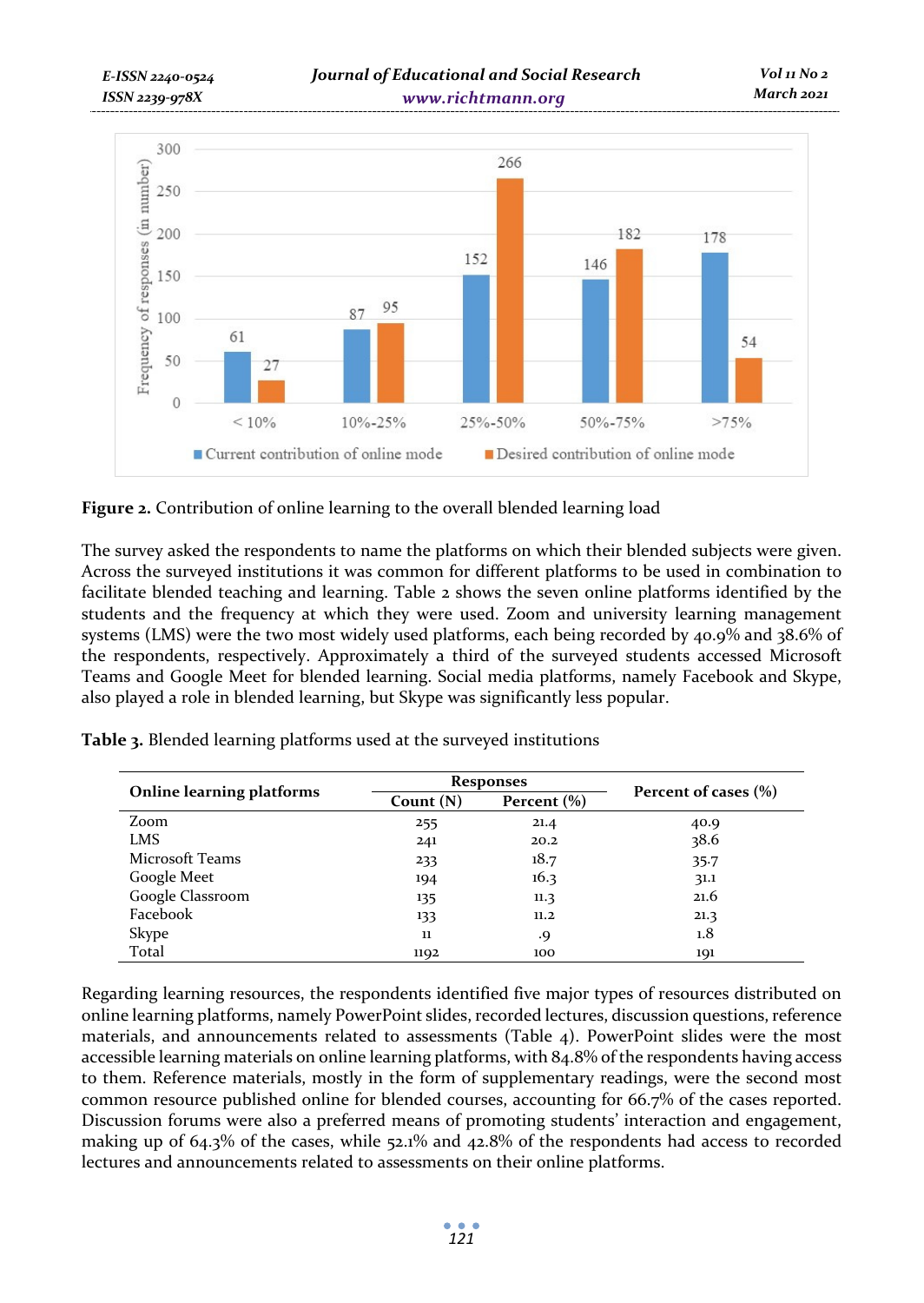**Figure 2.** Contribution of online learning to the overall blended learning load

The survey asked the respondents to name the platforms on which their blended subjects were given. Across the surveyed institutions it was common for different platforms to be used in combination to facilitate blended teaching and learning. Table 2 shows the seven online platforms identified by the students and the frequency at which they were used. Zoom and university learning management systems (LMS) were the two most widely used platforms, each being recorded by 40.9% and 38.6% of the respondents, respectively. Approximately a third of the surveyed students accessed Microsoft Teams and Google Meet for blended learning. Social media platforms, namely Facebook and Skype, also played a role in blended learning, but Skype was significantly less popular.

**Table 3.** Blended learning platforms used at the surveyed institutions

| Online learning platforms | Responses | | Percent of cases (%) |
|---|---|---|---|
| | Count (N) | Percent (%) | |
| Zoom | 255 | 21.4 | 40.9 |
| LMS | 241 | 20.2 | 38.6 |
| Microsoft Teams | 233 | 18.7 | 35.7 |
| Google Meet | 194 | 16.3 | 31.1 |
| Google Classroom | 135 | 11.3 | 21.6 |
| Facebook | 133 | 11.2 | 21.3 |
| Skype | 11 | .9 | 1.8 |
| Total | 1192 | 100 | 191 |

Regarding learning resources, the respondents identified five major types of resources distributed on online learning platforms, namely PowerPoint slides, recorded lectures, discussion questions, reference materials, and announcements related to assessments (Table 4). PowerPoint slides were the most accessible learning materials on online learning platforms, with 84.8% of the respondents having access to them. Reference materials, mostly in the form of supplementary readings, were the second most common resource published online for blended courses, accounting for 66.7% of the cases reported. Discussion forums were also a preferred means of promoting students' interaction and engagement, making up of 64.3% of the cases, while 52.1% and 42.8% of the respondents had access to recorded lectures and announcements related to assessments on their online platforms.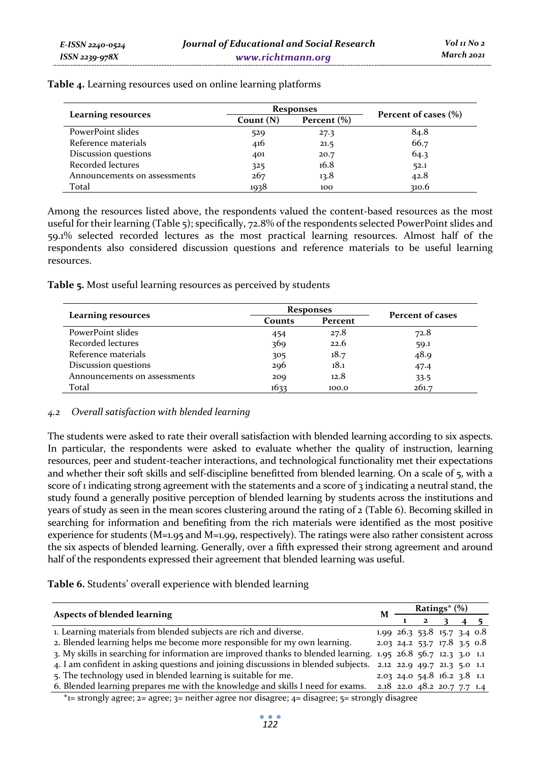**Table 4.** Learning resources used on online learning platforms

| Learning resources | Responses | | Percent of cases (%) |
|---|---|---|---|
| | Count (N) | Percent (%) | |
| PowerPoint slides | 529 | 27.3 | 84.8 |
| Reference materials | 416 | 21.5 | 66.7 |
| Discussion questions | 401 | 20.7 | 64.3 |
| Recorded lectures | 325 | 16.8 | 52.1 |
| Announcements on assessments | 267 | 13.8 | 42.8 |
| Total | 1938 | 100 | 310.6 |

Among the resources listed above, the respondents valued the content-based resources as the most useful for their learning (Table 5); specifically, 72.8% of the respondents selected PowerPoint slides and 59.1% selected recorded lectures as the most practical learning resources. Almost half of the respondents also considered discussion questions and reference materials to be useful learning resources.

**Table 5.** Most useful learning resources as perceived by students

| Learning resources | Responses | | Percent of cases |
|---|---|---|---|
| | Counts | Percent | |
| PowerPoint slides | 454 | 27.8 | 72.8 |
| Recorded lectures | 369 | 22.6 | 59.1 |
| Reference materials | 305 | 18.7 | 48.9 |
| Discussion questions | 296 | 18.1 | 47.4 |
| Announcements on assessments | 209 | 12.8 | 33.5 |
| Total | 1633 | 100.0 | 261.7 |

### *4.2 Overall satisfaction with blended learning*

The students were asked to rate their overall satisfaction with blended learning according to six aspects. In particular, the respondents were asked to evaluate whether the quality of instruction, learning resources, peer and student-teacher interactions, and technological functionality met their expectations and whether their soft skills and self-discipline benefitted from blended learning. On a scale of 5, with a score of 1 indicating strong agreement with the statements and a score of 3 indicating a neutral stand, the study found a generally positive perception of blended learning by students across the institutions and years of study as seen in the mean scores clustering around the rating of 2 (Table 6). Becoming skilled in searching for information and benefiting from the rich materials were identified as the most positive experience for students (M=1.95 and M=1.99, respectively). The ratings were also rather consistent across the six aspects of blended learning. Generally, over a fifth expressed their strong agreement and around half of the respondents expressed their agreement that blended learning was useful.

**Table 6.** Students' overall experience with blended learning

| Aspects of blended learning | M | Ratings* (%) | | | | |
|---|---|---|---|---|---|---|
| | | 1 | 2 | 3 | 4 | 5 |
| 1. Learning materials from blended subjects are rich and diverse. | 1.99 | 26.3 | 53.8 | 15.7 | 3.4 | 0.8 |
| 2. Blended learning helps me become more responsible for my own learning. | 2.03 | 24.2 | 53.7 | 17.8 | 3.5 | 0.8 |
| 3. My skills in searching for information are improved thanks to blended learning. | 1.95 | 26.8 | 56.7 | 12.3 | 3.0 | 1.1 |
| 4. I am confident in asking questions and joining discussions in blended subjects. | 2.12 | 22.9 | 49.7 | 21.3 | 5.0 | 1.1 |
| 5. The technology used in blended learning is suitable for me. | 2.03 | 24.0 | 54.8 | 16.2 | 3.8 | 1.1 |
| 6. Blended learning prepares me with the knowledge and skills I need for exams. | 2.18 | 22.0 | 48.2 | 20.7 | 7.7 | 1.4 |

*1= strongly agree; 2= agree; 3= neither agree nor disagree; 4= disagree; 5= strongly disagree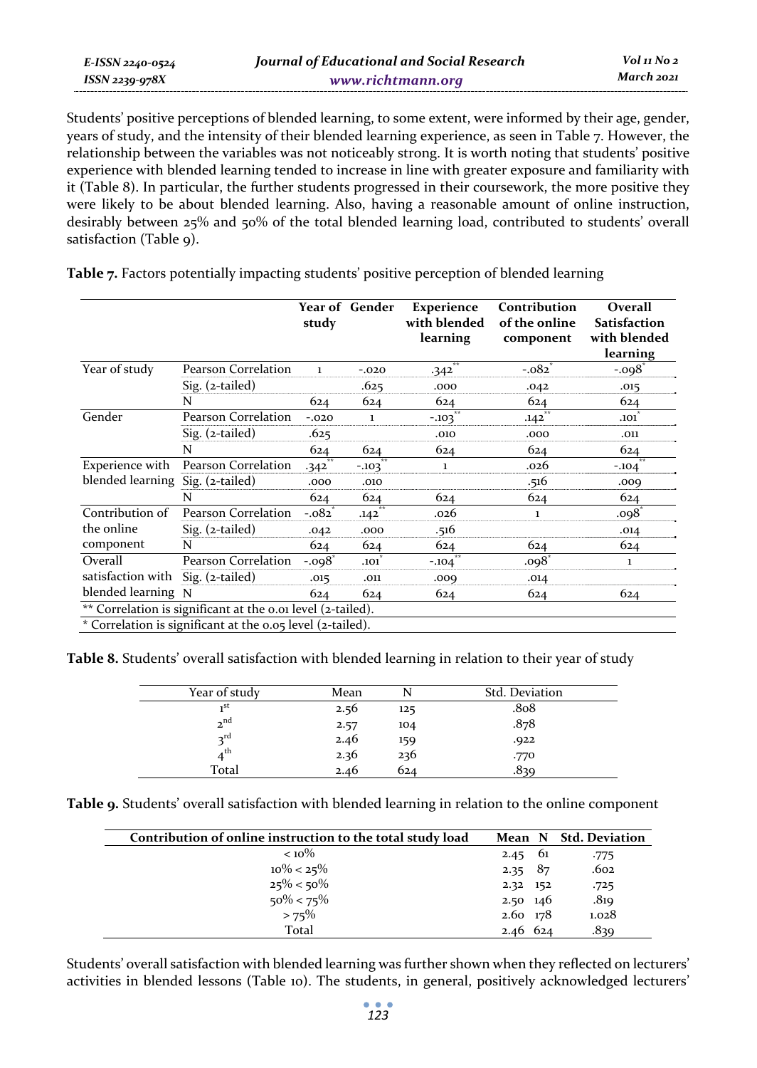Students' positive perceptions of blended learning, to some extent, were informed by their age, gender, years of study, and the intensity of their blended learning experience, as seen in Table 7. However, the relationship between the variables was not noticeably strong. It is worth noting that students' positive experience with blended learning tended to increase in line with greater exposure and familiarity with it (Table 8). In particular, the further students progressed in their coursework, the more positive they were likely to be about blended learning. Also, having a reasonable amount of online instruction, desirably between 25% and 50% of the total blended learning load, contributed to students' overall satisfaction (Table 9).

**Table 7.** Factors potentially impacting students' positive perception of blended learning

| | | Year of study | Gender | Experience with blended learning | Contribution of the online component | Overall Satisfaction with blended learning |
|---|---|---|---|---|---|---|
| Year of study | Pearson Correlation | 1 | -.020 | .342** | -.082* | -.098* |
| | Sig. (2-tailed) | | .625 | .000 | .042 | .015 |
| | N | 624 | 624 | 624 | 624 | 624 |
| Gender | Pearson Correlation | -.020 | 1 | -.103** | .142** | .101* |
| | Sig. (2-tailed) | .625 | | .010 | .000 | .011 |
| | N | 624 | 624 | 624 | 624 | 624 |
| Experience with blended learning | Pearson Correlation | .342** | -.103** | 1 | .026 | -.104** |
| | Sig. (2-tailed) | .000 | .010 | | .516 | .009 |
| | N | 624 | 624 | 624 | 624 | 624 |
| Contribution of the online component | Pearson Correlation | -.082* | .142** | .026 | 1 | .098* |
| | Sig. (2-tailed) | .042 | .000 | .516 | | .014 |
| | N | 624 | 624 | 624 | 624 | 624 |
| Overall satisfaction with blended learning | Pearson Correlation | -.098* | .101* | -.104** | .098* | 1 |
| | Sig. (2-tailed) | .015 | .011 | .009 | .014 | |
| | N | 624 | 624 | 624 | 624 | 624 |

** Correlation is significant at the 0.01 level (2-tailed).
* Correlation is significant at the 0.05 level (2-tailed).

**Table 8.** Students' overall satisfaction with blended learning in relation to their year of study

| Year of study | Mean | N | Std. Deviation |
|---|---|---|---|
| 1st | 2.56 | 125 | .808 |
| 2nd | 2.57 | 104 | .878 |
| 3rd | 2.46 | 159 | .922 |
| 4th | 2.36 | 236 | .770 |
| Total | 2.46 | 624 | .839 |

**Table 9.** Students' overall satisfaction with blended learning in relation to the online component

| Contribution of online instruction to the total study load | Mean | N | Std. Deviation |
|---|---|---|---|
| < 10% | 2.45 | 61 | .775 |
| 10% < 25% | 2.35 | 87 | .602 |
| 25% < 50% | 2.32 | 152 | .725 |
| 50% < 75% | 2.50 | 146 | .819 |
| > 75% | 2.60 | 178 | 1.028 |
| Total | 2.46 | 624 | .839 |

Students' overall satisfaction with blended learning was further shown when they reflected on lecturers' activities in blended lessons (Table 10). The students, in general, positively acknowledged lecturers'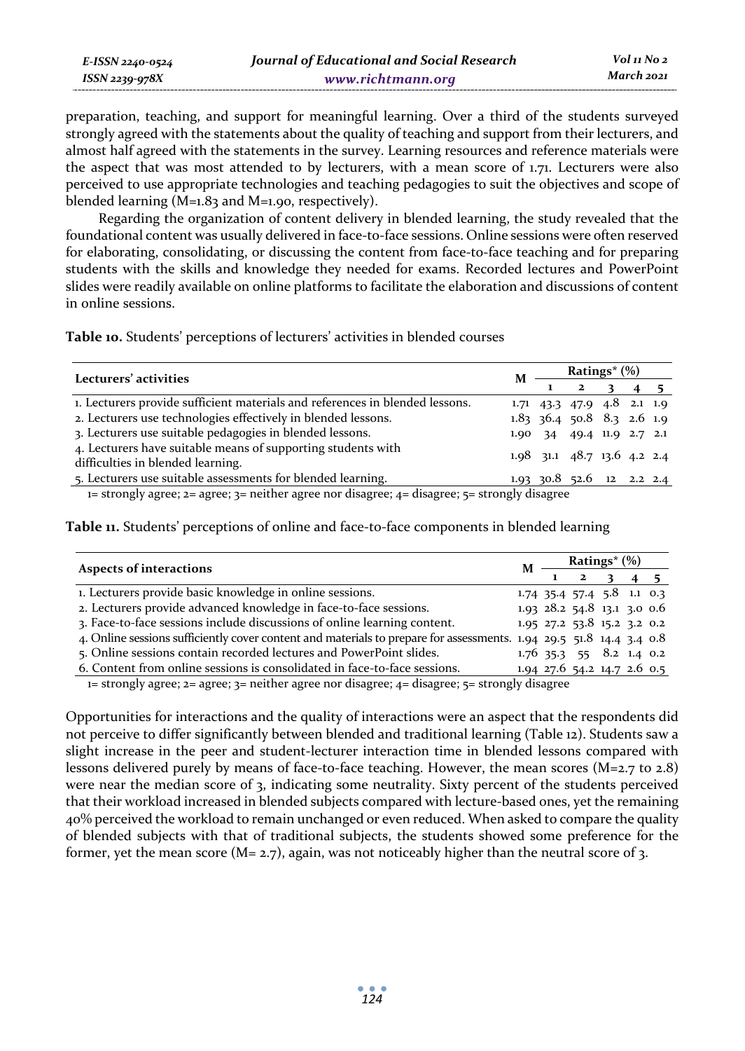preparation, teaching, and support for meaningful learning. Over a third of the students surveyed strongly agreed with the statements about the quality of teaching and support from their lecturers, and almost half agreed with the statements in the survey. Learning resources and reference materials were the aspect that was most attended to by lecturers, with a mean score of 1.71. Lecturers were also perceived to use appropriate technologies and teaching pedagogies to suit the objectives and scope of blended learning (M=1.83 and M=1.90, respectively).

Regarding the organization of content delivery in blended learning, the study revealed that the foundational content was usually delivered in face-to-face sessions. Online sessions were often reserved for elaborating, consolidating, or discussing the content from face-to-face teaching and for preparing students with the skills and knowledge they needed for exams. Recorded lectures and PowerPoint slides were readily available on online platforms to facilitate the elaboration and discussions of content in online sessions.

**Table 10.** Students' perceptions of lecturers' activities in blended courses

| Lecturers' activities | M | Ratings* (%) | | | | |
|---|---|---|---|---|---|---|
| | | 1 | 2 | 3 | 4 | 5 |
| 1. Lecturers provide sufficient materials and references in blended lessons. | 1.71 | 43.3 | 47.9 | 4.8 | 2.1 | 1.9 |
| 2. Lecturers use technologies effectively in blended lessons. | 1.83 | 36.4 | 50.8 | 8.3 | 2.6 | 1.9 |
| 3. Lecturers use suitable pedagogies in blended lessons. | 1.90 | 34 | 49.4 | 11.9 | 2.7 | 2.1 |
| 4. Lecturers have suitable means of supporting students with difficulties in blended learning. | 1.98 | 31.1 | 48.7 | 13.6 | 4.2 | 2.4 |
| 5. Lecturers use suitable assessments for blended learning. | 1.93 | 30.8 | 52.6 | 12 | 2.2 | 2.4 |

1= strongly agree; 2= agree; 3= neither agree nor disagree; 4= disagree; 5= strongly disagree

**Table 11.** Students' perceptions of online and face-to-face components in blended learning

| Aspects of interactions | M | Ratings* (%) | | | | |
|---|---|---|---|---|---|---|
| | | 1 | 2 | 3 | 4 | 5 |
| 1. Lecturers provide basic knowledge in online sessions. | 1.74 | 35.4 | 57.4 | 5.8 | 1.1 | 0.3 |
| 2. Lecturers provide advanced knowledge in face-to-face sessions. | 1.93 | 28.2 | 54.8 | 13.1 | 3.0 | 0.6 |
| 3. Face-to-face sessions include discussions of online learning content. | 1.95 | 27.2 | 53.8 | 15.2 | 3.2 | 0.2 |
| 4. Online sessions sufficiently cover content and materials to prepare for assessments. | 1.94 | 29.5 | 51.8 | 14.4 | 3.4 | 0.8 |
| 5. Online sessions contain recorded lectures and PowerPoint slides. | 1.76 | 35.3 | 55 | 8.2 | 1.4 | 0.2 |
| 6. Content from online sessions is consolidated in face-to-face sessions. | 1.94 | 27.6 | 54.2 | 14.7 | 2.6 | 0.5 |

1= strongly agree; 2= agree; 3= neither agree nor disagree; 4= disagree; 5= strongly disagree

Opportunities for interactions and the quality of interactions were an aspect that the respondents did not perceive to differ significantly between blended and traditional learning (Table 12). Students saw a slight increase in the peer and student-lecturer interaction time in blended lessons compared with lessons delivered purely by means of face-to-face teaching. However, the mean scores (M=2.7 to 2.8) were near the median score of 3, indicating some neutrality. Sixty percent of the students perceived that their workload increased in blended subjects compared with lecture-based ones, yet the remaining 40% perceived the workload to remain unchanged or even reduced. When asked to compare the quality of blended subjects with that of traditional subjects, the students showed some preference for the former, yet the mean score (M= 2.7), again, was not noticeably higher than the neutral score of 3.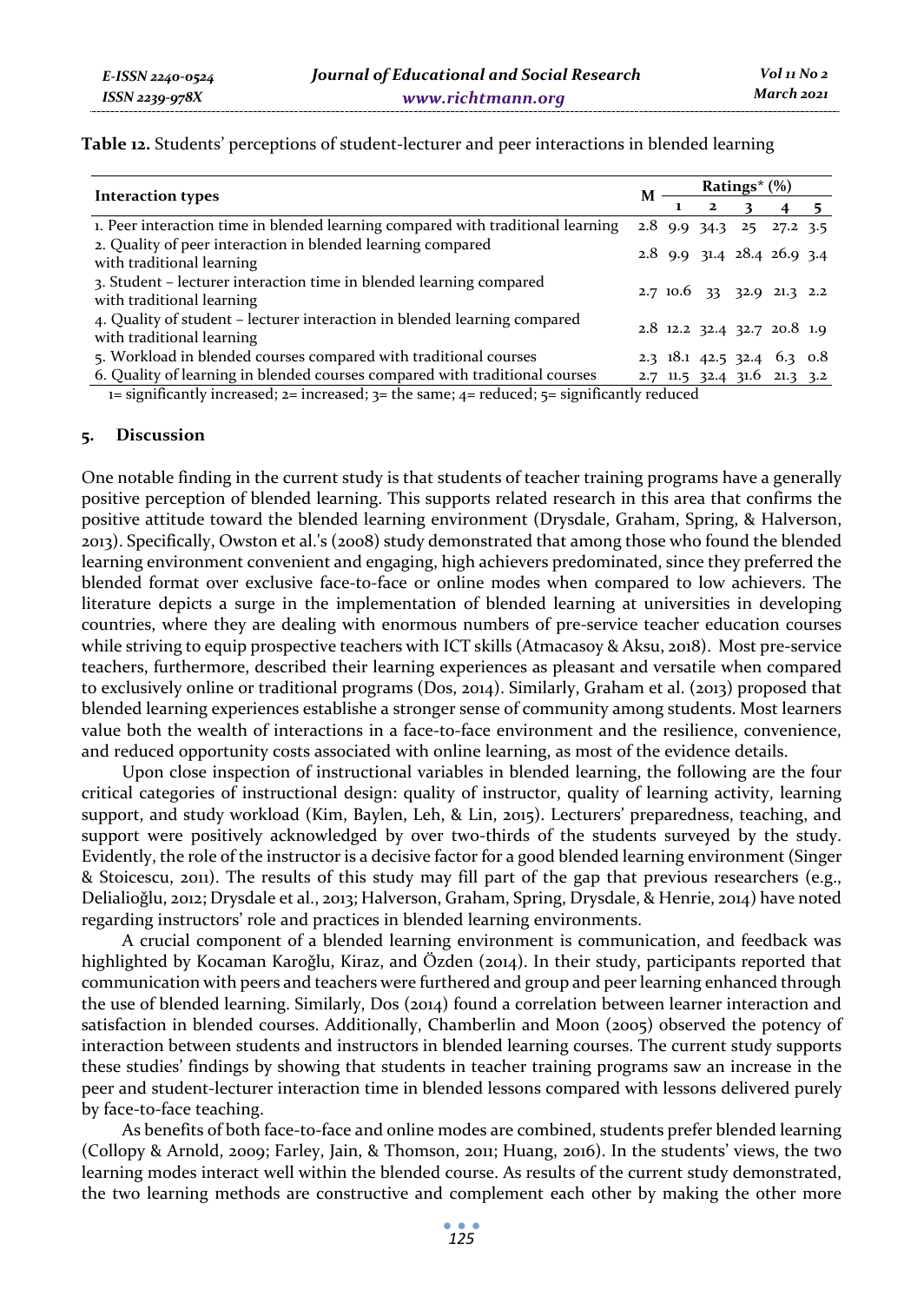**Table 12.** Students' perceptions of student-lecturer and peer interactions in blended learning

| Interaction types | M | Ratings* (%) | | | | |
|---|---|---|---|---|---|---|
| | | 1 | 2 | 3 | 4 | 5 |
| 1. Peer interaction time in blended learning compared with traditional learning | 2.8 | 9.9 | 34.3 | 25 | 27.2 | 3.5 |
| 2. Quality of peer interaction in blended learning compared with traditional learning | 2.8 | 9.9 | 31.4 | 28.4 | 26.9 | 3.4 |
| 3. Student – lecturer interaction time in blended learning compared with traditional learning | 2.7 | 10.6 | 33 | 32.9 | 21.3 | 2.2 |
| 4. Quality of student – lecturer interaction in blended learning compared with traditional learning | 2.8 | 12.2 | 32.4 | 32.7 | 20.8 | 1.9 |
| 5. Workload in blended courses compared with traditional courses | 2.3 | 18.1 | 42.5 | 32.4 | 6.3 | 0.8 |
| 6. Quality of learning in blended courses compared with traditional courses | 2.7 | 11.5 | 32.4 | 31.6 | 21.3 | 3.2 |

1= significantly increased; 2= increased; 3= the same; 4= reduced; 5= significantly reduced

## 5. Discussion

One notable finding in the current study is that students of teacher training programs have a generally positive perception of blended learning. This supports related research in this area that confirms the positive attitude toward the blended learning environment (Drysdale, Graham, Spring, & Halverson, 2013). Specifically, Owston et al.'s (2008) study demonstrated that among those who found the blended learning environment convenient and engaging, high achievers predominated, since they preferred the blended format over exclusive face-to-face or online modes when compared to low achievers. The literature depicts a surge in the implementation of blended learning at universities in developing countries, where they are dealing with enormous numbers of pre-service teacher education courses while striving to equip prospective teachers with ICT skills (Atmacasoy & Aksu, 2018). Most pre-service teachers, furthermore, described their learning experiences as pleasant and versatile when compared to exclusively online or traditional programs (Dos, 2014). Similarly, Graham et al. (2013) proposed that blended learning experiences establishe a stronger sense of community among students. Most learners value both the wealth of interactions in a face-to-face environment and the resilience, convenience, and reduced opportunity costs associated with online learning, as most of the evidence details.

Upon close inspection of instructional variables in blended learning, the following are the four critical categories of instructional design: quality of instructor, quality of learning activity, learning support, and study workload (Kim, Baylen, Leh, & Lin, 2015). Lecturers' preparedness, teaching, and support were positively acknowledged by over two-thirds of the students surveyed by the study. Evidently, the role of the instructor is a decisive factor for a good blended learning environment (Singer & Stoicescu, 2011). The results of this study may fill part of the gap that previous researchers (e.g., Delialioğlu, 2012; Drysdale et al., 2013; Halverson, Graham, Spring, Drysdale, & Henrie, 2014) have noted regarding instructors' role and practices in blended learning environments.

A crucial component of a blended learning environment is communication, and feedback was highlighted by Kocaman Karoğlu, Kiraz, and Özden (2014). In their study, participants reported that communication with peers and teachers were furthered and group and peer learning enhanced through the use of blended learning. Similarly, Dos (2014) found a correlation between learner interaction and satisfaction in blended courses. Additionally, Chamberlin and Moon (2005) observed the potency of interaction between students and instructors in blended learning courses. The current study supports these studies' findings by showing that students in teacher training programs saw an increase in the peer and student-lecturer interaction time in blended lessons compared with lessons delivered purely by face-to-face teaching.

As benefits of both face-to-face and online modes are combined, students prefer blended learning (Collopy & Arnold, 2009; Farley, Jain, & Thomson, 2011; Huang, 2016). In the students' views, the two learning modes interact well within the blended course. As results of the current study demonstrated, the two learning methods are constructive and complement each other by making the other more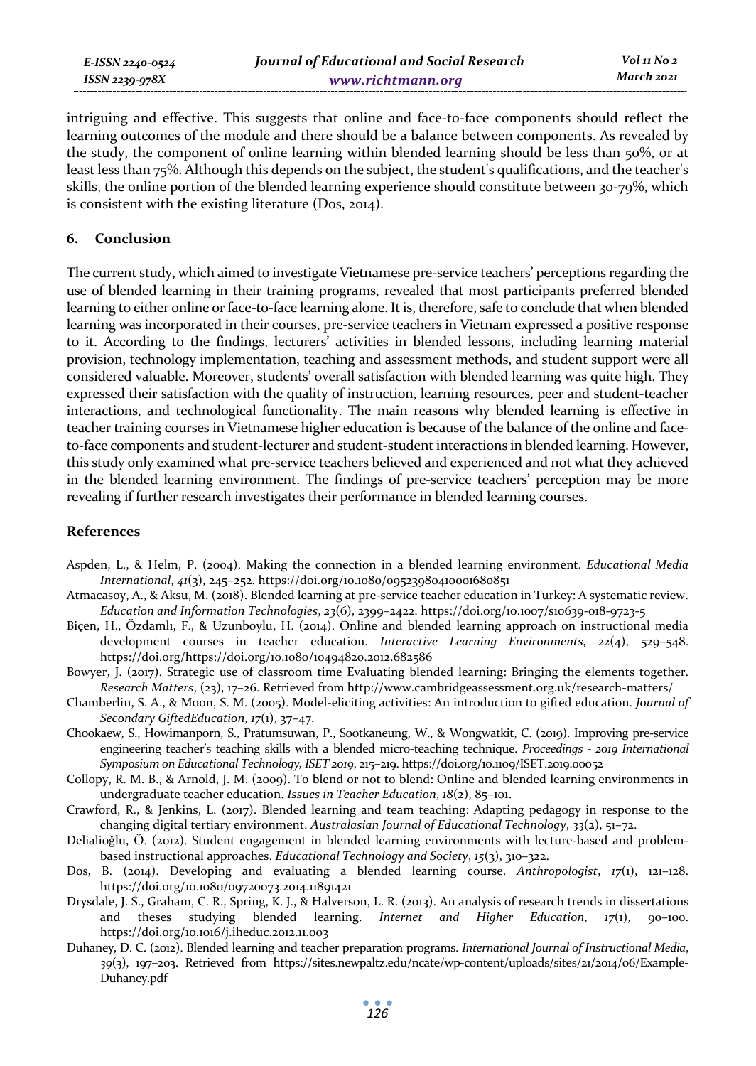intriguing and effective. This suggests that online and face-to-face components should reflect the learning outcomes of the module and there should be a balance between components. As revealed by the study, the component of online learning within blended learning should be less than 50%, or at least less than 75%. Although this depends on the subject, the student's qualifications, and the teacher's skills, the online portion of the blended learning experience should constitute between 30-79%, which is consistent with the existing literature (Dos, 2014).

## 6. Conclusion

The current study, which aimed to investigate Vietnamese pre-service teachers' perceptions regarding the use of blended learning in their training programs, revealed that most participants preferred blended learning to either online or face-to-face learning alone. It is, therefore, safe to conclude that when blended learning was incorporated in their courses, pre-service teachers in Vietnam expressed a positive response to it. According to the findings, lecturers' activities in blended lessons, including learning material provision, technology implementation, teaching and assessment methods, and student support were all considered valuable. Moreover, students' overall satisfaction with blended learning was quite high. They expressed their satisfaction with the quality of instruction, learning resources, peer and student-teacher interactions, and technological functionality. The main reasons why blended learning is effective in teacher training courses in Vietnamese higher education is because of the balance of the online and face-to-face components and student-lecturer and student-student interactions in blended learning. However, this study only examined what pre-service teachers believed and experienced and not what they achieved in the blended learning environment. The findings of pre-service teachers' perception may be more revealing if further research investigates their performance in blended learning courses.

## References

Aspden, L., & Helm, P. (2004). Making the connection in a blended learning environment. *Educational Media International*, *41*(3), 245–252. https://doi.org/10.1080/09523980410001680851

Atmacasoy, A., & Aksu, M. (2018). Blended learning at pre-service teacher education in Turkey: A systematic review. *Education and Information Technologies*, *23*(6), 2399–2422. https://doi.org/10.1007/s10639-018-9723-5

Biçen, H., Özdamlı, F., & Uzunboylu, H. (2014). Online and blended learning approach on instructional media development courses in teacher education. *Interactive Learning Environments*, *22*(4), 529–548. https://doi.org/https://doi.org/10.1080/10494820.2012.682586

Bowyer, J. (2017). Strategic use of classroom time Evaluating blended learning: Bringing the elements together. *Research Matters*, (23), 17–26. Retrieved from http://www.cambridgeassessment.org.uk/research-matters/

Chamberlin, S. A., & Moon, S. M. (2005). Model-eliciting activities: An introduction to gifted education. *Journal of Secondary GiftedEducation*, *17*(1), 37–47.

Chookaew, S., Howimanporn, S., Pratumsuwan, P., Sootkaneung, W., & Wongwatkit, C. (2019). Improving pre-service engineering teacher's teaching skills with a blended micro-teaching technique. *Proceedings - 2019 International Symposium on Educational Technology, ISET 2019*, 215–219. https://doi.org/10.1109/ISET.2019.00052

Collopy, R. M. B., & Arnold, J. M. (2009). To blend or not to blend: Online and blended learning environments in undergraduate teacher education. *Issues in Teacher Education*, *18*(2), 85–101.

Crawford, R., & Jenkins, L. (2017). Blended learning and team teaching: Adapting pedagogy in response to the changing digital tertiary environment. *Australasian Journal of Educational Technology*, *33*(2), 51–72.

Delialioğlu, Ö. (2012). Student engagement in blended learning environments with lecture-based and problem-based instructional approaches. *Educational Technology and Society*, *15*(3), 310–322.

Dos, B. (2014). Developing and evaluating a blended learning course. *Anthropologist*, *17*(1), 121–128. https://doi.org/10.1080/09720073.2014.11891421

Drysdale, J. S., Graham, C. R., Spring, K. J., & Halverson, L. R. (2013). An analysis of research trends in dissertations and theses studying blended learning. *Internet and Higher Education*, *17*(1), 90–100. https://doi.org/10.1016/j.iheduc.2012.11.003

Duhaney, D. C. (2012). Blended learning and teacher preparation programs. *International Journal of Instructional Media*, *39*(3), 197–203. Retrieved from https://sites.newpaltz.edu/ncate/wp-content/uploads/sites/21/2014/06/Example-Duhaney.pdf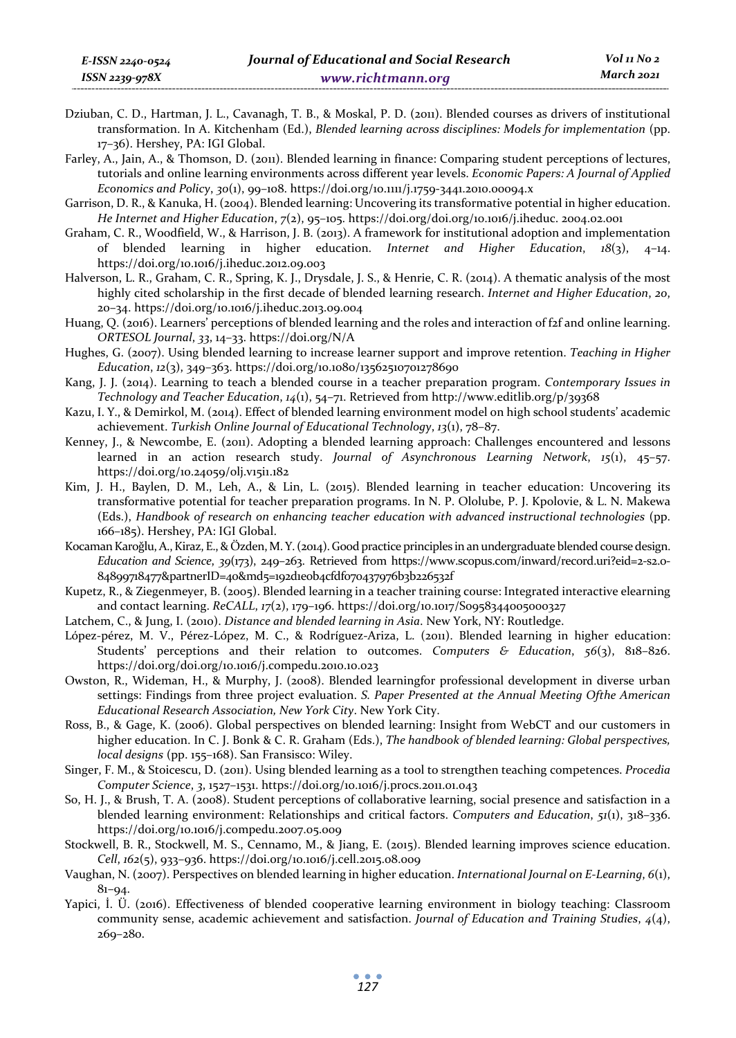Dziuban, C. D., Hartman, J. L., Cavanagh, T. B., & Moskal, P. D. (2011). Blended courses as drivers of institutional transformation. In A. Kitchenham (Ed.), *Blended learning across disciplines: Models for implementation* (pp. 17–36). Hershey, PA: IGI Global.

Farley, A., Jain, A., & Thomson, D. (2011). Blended learning in finance: Comparing student perceptions of lectures, tutorials and online learning environments across different year levels. *Economic Papers: A Journal of Applied Economics and Policy*, *30*(1), 99–108. https://doi.org/10.1111/j.1759-3441.2010.00094.x

Garrison, D. R., & Kanuka, H. (2004). Blended learning: Uncovering its transformative potential in higher education. *He Internet and Higher Education*, *7*(2), 95–105. https://doi.org/doi.org/10.1016/j.iheduc. 2004.02.001

Graham, C. R., Woodfield, W., & Harrison, J. B. (2013). A framework for institutional adoption and implementation of blended learning in higher education. *Internet and Higher Education*, *18*(3), 4–14. https://doi.org/10.1016/j.iheduc.2012.09.003

Halverson, L. R., Graham, C. R., Spring, K. J., Drysdale, J. S., & Henrie, C. R. (2014). A thematic analysis of the most highly cited scholarship in the first decade of blended learning research. *Internet and Higher Education*, *20*, 20–34. https://doi.org/10.1016/j.iheduc.2013.09.004

Huang, Q. (2016). Learners' perceptions of blended learning and the roles and interaction of f2f and online learning. *ORTESOL Journal*, *33*, 14–33. https://doi.org/N/A

Hughes, G. (2007). Using blended learning to increase learner support and improve retention. *Teaching in Higher Education*, *12*(3), 349–363. https://doi.org/10.1080/13562510701278690

Kang, J. J. (2014). Learning to teach a blended course in a teacher preparation program. *Contemporary Issues in Technology and Teacher Education*, *14*(1), 54–71. Retrieved from http://www.editlib.org/p/39368

Kazu, I. Y., & Demirkol, M. (2014). Effect of blended learning environment model on high school students' academic achievement. *Turkish Online Journal of Educational Technology*, *13*(1), 78–87.

Kenney, J., & Newcombe, E. (2011). Adopting a blended learning approach: Challenges encountered and lessons learned in an action research study. *Journal of Asynchronous Learning Network*, *15*(1), 45–57. https://doi.org/10.24059/olj.v15i1.182

Kim, J. H., Baylen, D. M., Leh, A., & Lin, L. (2015). Blended learning in teacher education: Uncovering its transformative potential for teacher preparation programs. In N. P. Ololube, P. J. Kpolovie, & L. N. Makewa (Eds.), *Handbook of research on enhancing teacher education with advanced instructional technologies* (pp. 166–185). Hershey, PA: IGI Global.

Kocaman Karoğlu, A., Kiraz, E., & Özden, M. Y. (2014). Good practice principles in an undergraduate blended course design. *Education and Science*, *39*(173), 249–263. Retrieved from https://www.scopus.com/inward/record.uri?eid=2-s2.0-84899718477&partnerID=40&md5=192d1e0b4cfdf070437976b3b226532f

Kupetz, R., & Ziegenmeyer, B. (2005). Blended learning in a teacher training course: Integrated interactive elearning and contact learning. *ReCALL*, *17*(2), 179–196. https://doi.org/10.1017/S0958344005000327

Latchem, C., & Jung, I. (2010). *Distance and blended learning in Asia*. New York, NY: Routledge.

López-pérez, M. V., Pérez-López, M. C., & Rodríguez-Ariza, L. (2011). Blended learning in higher education: Students' perceptions and their relation to outcomes. *Computers & Education*, *56*(3), 818–826. https://doi.org/doi.org/10.1016/j.compedu.2010.10.023

Owston, R., Wideman, H., & Murphy, J. (2008). Blended learningfor professional development in diverse urban settings: Findings from three project evaluation. *S. Paper Presented at the Annual Meeting Ofthe American Educational Research Association, New York City*. New York City.

Ross, B., & Gage, K. (2006). Global perspectives on blended learning: Insight from WebCT and our customers in higher education. In C. J. Bonk & C. R. Graham (Eds.), *The handbook of blended learning: Global perspectives, local designs* (pp. 155–168). San Fransisco: Wiley.

Singer, F. M., & Stoicescu, D. (2011). Using blended learning as a tool to strengthen teaching competences. *Procedia Computer Science*, *3*, 1527–1531. https://doi.org/10.1016/j.procs.2011.01.043

So, H. J., & Brush, T. A. (2008). Student perceptions of collaborative learning, social presence and satisfaction in a blended learning environment: Relationships and critical factors. *Computers and Education*, *51*(1), 318–336. https://doi.org/10.1016/j.compedu.2007.05.009

Stockwell, B. R., Stockwell, M. S., Cennamo, M., & Jiang, E. (2015). Blended learning improves science education. *Cell*, *162*(5), 933–936. https://doi.org/10.1016/j.cell.2015.08.009

Vaughan, N. (2007). Perspectives on blended learning in higher education. *International Journal on E-Learning*, *6*(1), 81–94.

Yapici, İ. Ü. (2016). Effectiveness of blended cooperative learning environment in biology teaching: Classroom community sense, academic achievement and satisfaction. *Journal of Education and Training Studies*, *4*(4), 269–280.